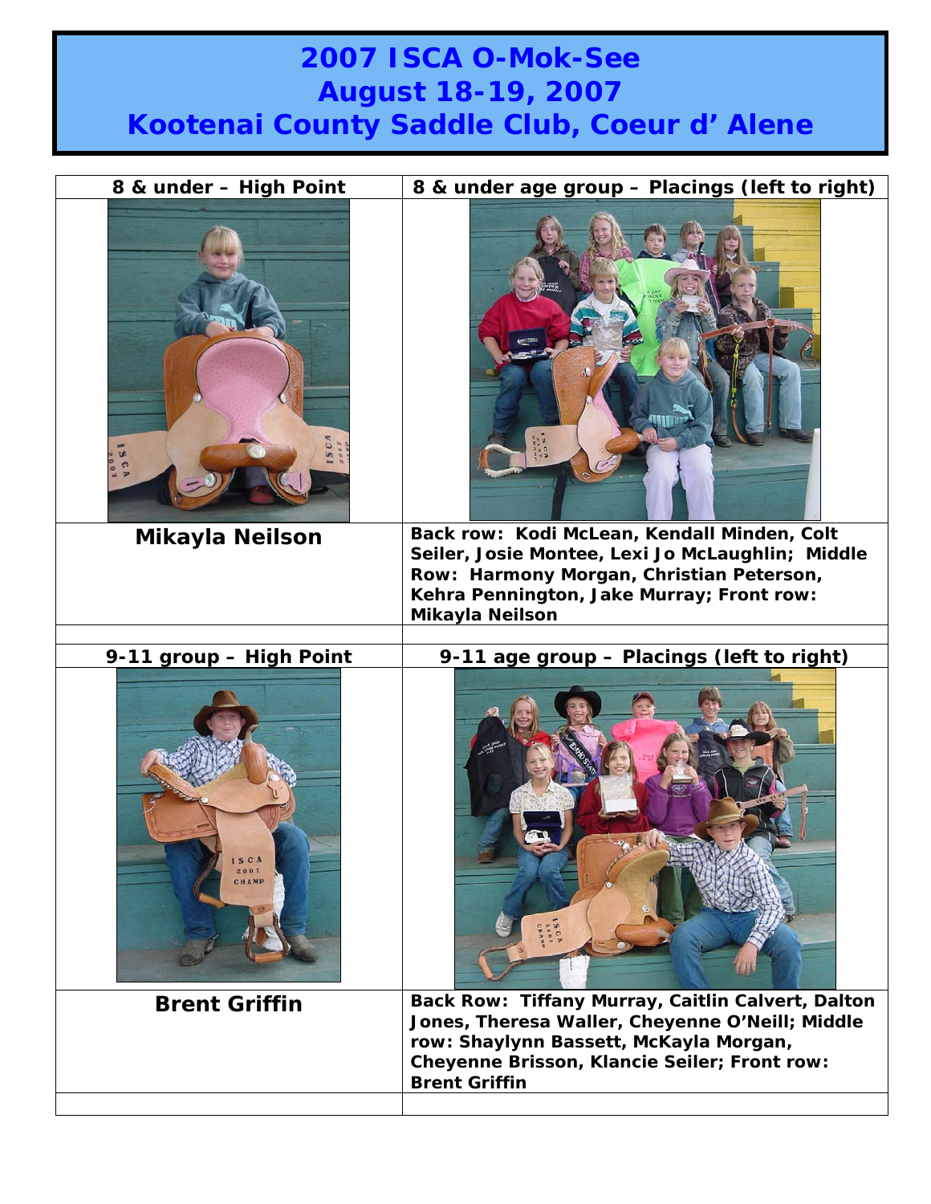# 2007 ISCA O-Mok-See
# August 18-19, 2007
# Kootenai County Saddle Club, Coeur d' Alene

| 8 & under – High Point | 8 & under age group – Placings (left to right) |
|---|---|
| | |
| **Mikayla Neilson** | **Back row: Kodi McLean, Kendall Minden, Colt Seiler, Josie Montee, Lexi Jo McLaughlin; Middle Row: Harmony Morgan, Christian Peterson, Kehra Pennington, Jake Murray; Front row: Mikayla Neilson** |

| 9-11 group – High Point | 9-11 age group – Placings (left to right) |
|---|---|
| | |
| **Brent Griffin** | **Back Row: Tiffany Murray, Caitlin Calvert, Dalton Jones, Theresa Waller, Cheyenne O'Neill; Middle row: Shaylynn Bassett, McKayla Morgan, Cheyenne Brisson, Klancie Seiler; Front row: Brent Griffin** |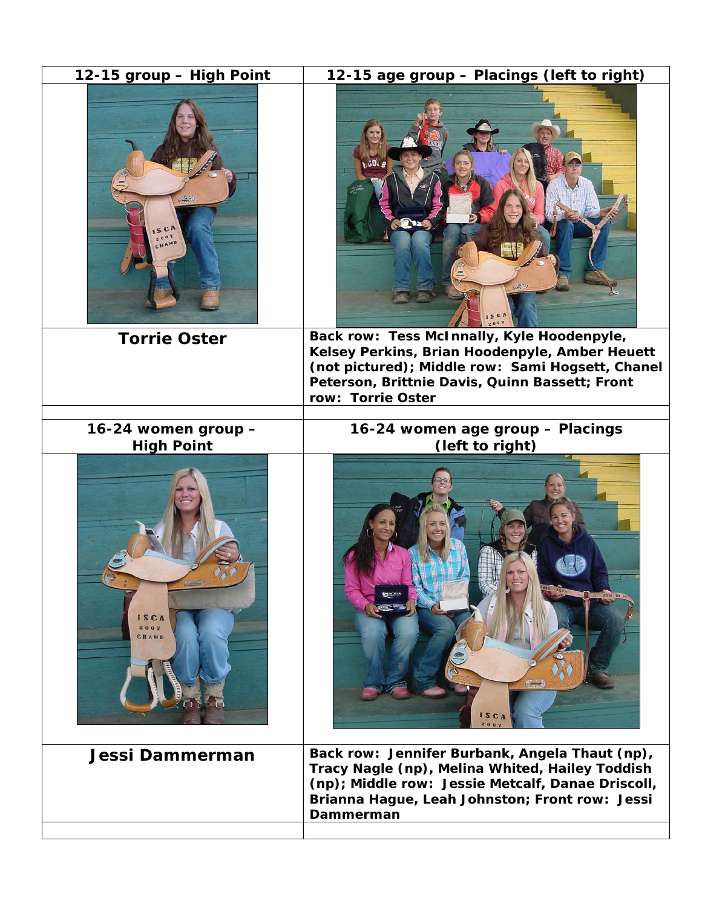| 12-15 group – High Point | 12-15 age group – Placings (left to right) |
| --- | --- |
| | |
| **Torrie Oster** | Back row: Tess McInnally, Kyle Hoodenpyle, Kelsey Perkins, Brian Hoodenpyle, Amber Heuett (not pictured); Middle row: Sami Hogsett, Chanel Peterson, Brittnie Davis, Quinn Bassett; Front row: Torrie Oster |
| | |
| **16-24 women group – High Point** | **16-24 women age group – Placings (left to right)** |
| | |
| **Jessi Dammerman** | Back row: Jennifer Burbank, Angela Thaut (np), Tracy Nagle (np), Melina Whited, Hailey Toddish (np); Middle row: Jessie Metcalf, Danae Driscoll, Brianna Hague, Leah Johnston; Front row: Jessi Dammerman |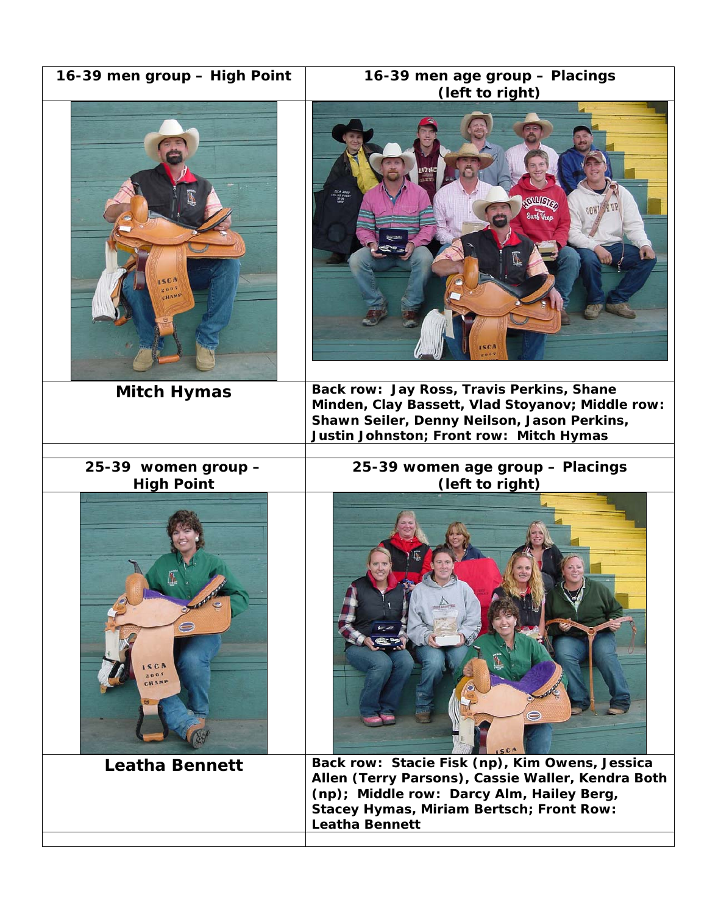| 16-39 men group – High Point | 16-39 men age group – Placings (left to right) |
|---|---|
| | |
| Mitch Hymas | Back row: Jay Ross, Travis Perkins, Shane Minden, Clay Bassett, Vlad Stoyanov; Middle row: Shawn Seiler, Denny Neilson, Jason Perkins, Justin Johnston; Front row: Mitch Hymas |
| | |
| 25-39 women group – High Point | 25-39 women age group – Placings (left to right) |
| | |
| Leatha Bennett | Back row: Stacie Fisk (np), Kim Owens, Jessica Allen (Terry Parsons), Cassie Waller, Kendra Both (np); Middle row: Darcy Alm, Hailey Berg, Stacey Hymas, Miriam Bertsch; Front Row: Leatha Bennett |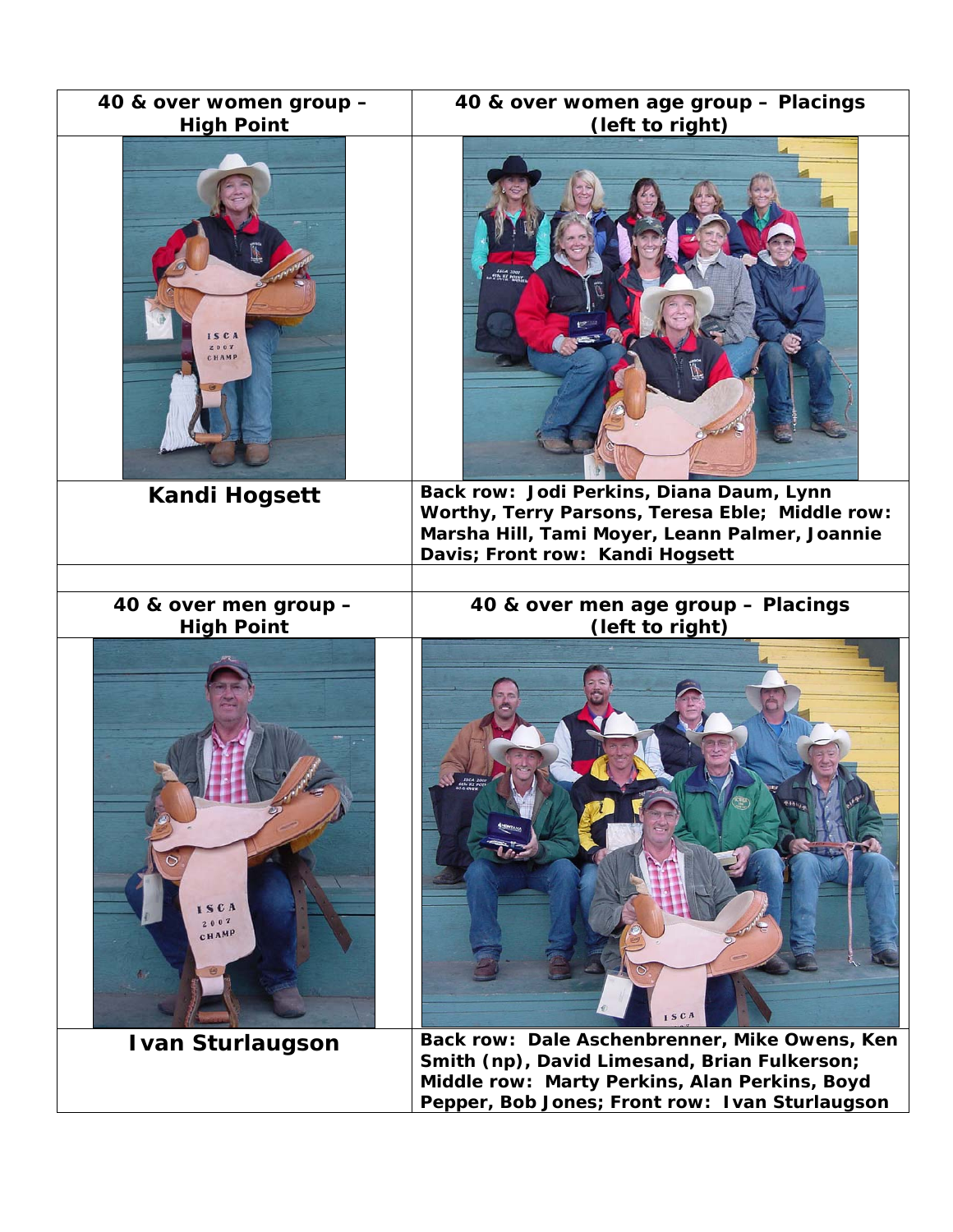| 40 & over women group – High Point | 40 & over women age group – Placings (left to right) |
| --- | --- |
| | |
| Kandi Hogsett | Back row: Jodi Perkins, Diana Daum, Lynn Worthy, Terry Parsons, Teresa Eble; Middle row: Marsha Hill, Tami Moyer, Leann Palmer, Joannie Davis; Front row: Kandi Hogsett |

| 40 & over men group – High Point | 40 & over men age group – Placings (left to right) |
| --- | --- |
| | |
| Ivan Sturlaugson | Back row: Dale Aschenbrenner, Mike Owens, Ken Smith (np), David Limesand, Brian Fulkerson; Middle row: Marty Perkins, Alan Perkins, Boyd Pepper, Bob Jones; Front row: Ivan Sturlaugson |